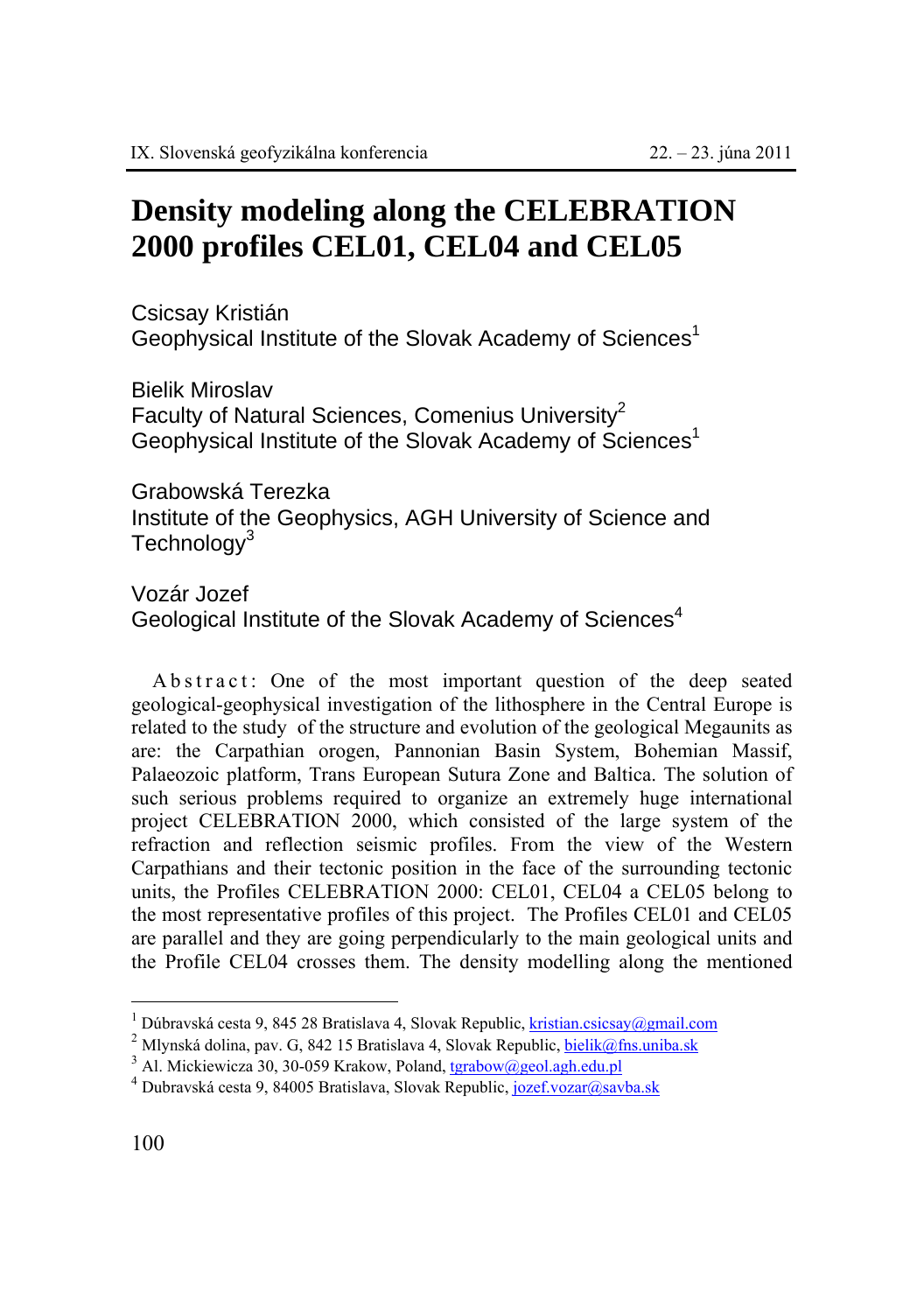# Density modeling along the CELEBRATION 2000 profiles CEL01, CEL04 and CEL05

Csicsay Kristián
Geophysical Institute of the Slovak Academy of Sciences[1]

Bielik Miroslav
Faculty of Natural Sciences, Comenius University[2]
Geophysical Institute of the Slovak Academy of Sciences[1]

Grabowská Terezka
Institute of the Geophysics, AGH University of Science and Technology[3]

Vozár Jozef
Geological Institute of the Slovak Academy of Sciences[4]

Abstract: One of the most important question of the deep seated geological-geophysical investigation of the lithosphere in the Central Europe is related to the study of the structure and evolution of the geological Megaunits as are: the Carpathian orogen, Pannonian Basin System, Bohemian Massif, Palaeozoic platform, Trans European Sutura Zone and Baltica. The solution of such serious problems required to organize an extremely huge international project CELEBRATION 2000, which consisted of the large system of the refraction and reflection seismic profiles. From the view of the Western Carpathians and their tectonic position in the face of the surrounding tectonic units, the Profiles CELEBRATION 2000: CEL01, CEL04 a CEL05 belong to the most representative profiles of this project. The Profiles CEL01 and CEL05 are parallel and they are going perpendicularly to the main geological units and the Profile CEL04 crosses them. The density modelling along the mentioned

---

[1] Dúbravská cesta 9, 845 28 Bratislava 4, Slovak Republic, kristian.csicsay@gmail.com

[2] Mlynská dolina, pav. G, 842 15 Bratislava 4, Slovak Republic, bielik@fns.uniba.sk

[3] Al. Mickiewicza 30, 30-059 Krakow, Poland, tgrabow@geol.agh.edu.pl

[4] Dubravská cesta 9, 84005 Bratislava, Slovak Republic, jozef.vozar@savba.sk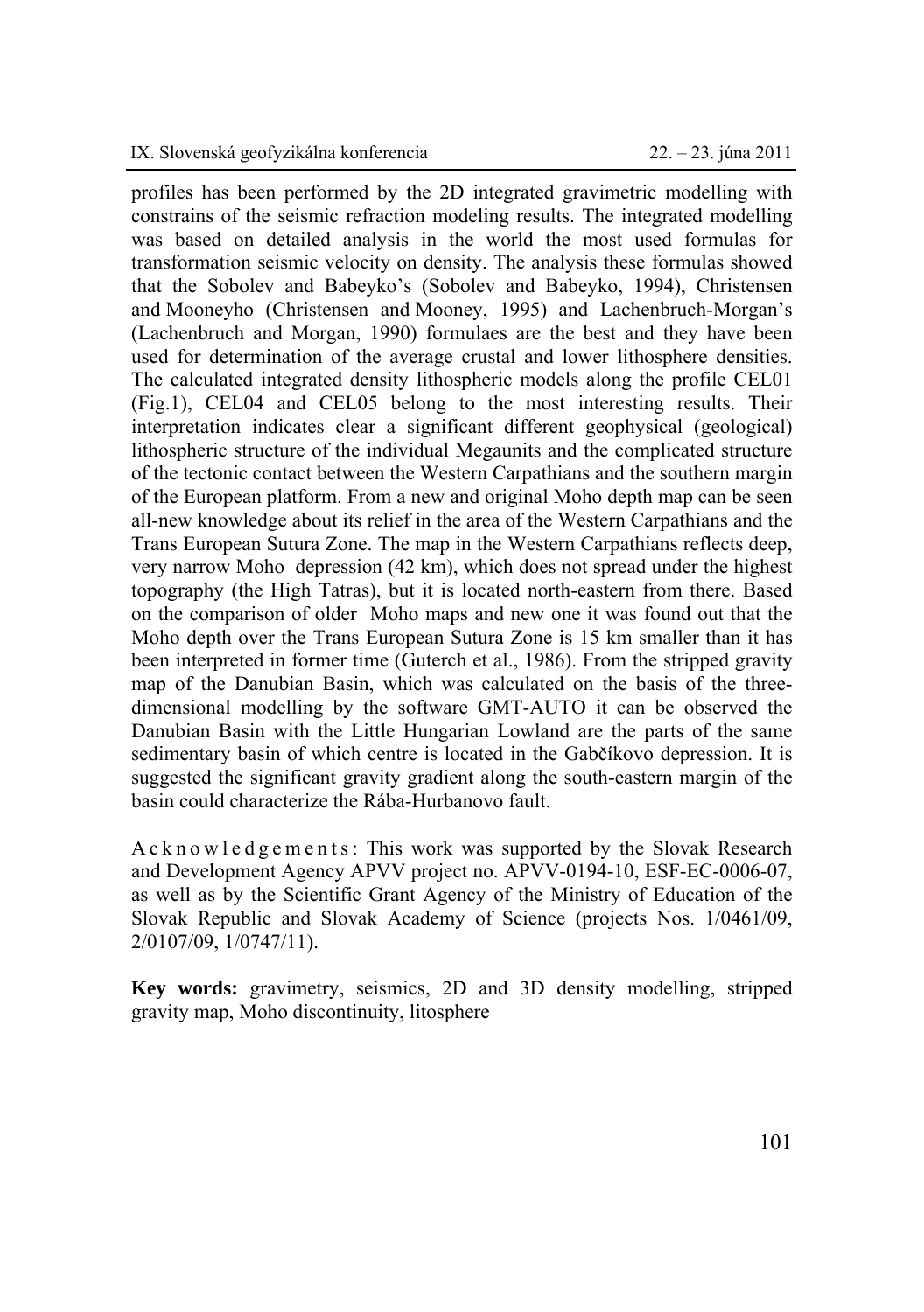profiles has been performed by the 2D integrated gravimetric modelling with constrains of the seismic refraction modeling results. The integrated modelling was based on detailed analysis in the world the most used formulas for transformation seismic velocity on density. The analysis these formulas showed that the Sobolev and Babeyko's (Sobolev and Babeyko, 1994), Christensen and Mooneyho (Christensen and Mooney, 1995) and Lachenbruch-Morgan's (Lachenbruch and Morgan, 1990) formulaes are the best and they have been used for determination of the average crustal and lower lithosphere densities. The calculated integrated density lithospheric models along the profile CEL01 (Fig.1), CEL04 and CEL05 belong to the most interesting results. Their interpretation indicates clear a significant different geophysical (geological) lithospheric structure of the individual Megaunits and the complicated structure of the tectonic contact between the Western Carpathians and the southern margin of the European platform. From a new and original Moho depth map can be seen all-new knowledge about its relief in the area of the Western Carpathians and the Trans European Sutura Zone. The map in the Western Carpathians reflects deep, very narrow Moho depression (42 km), which does not spread under the highest topography (the High Tatras), but it is located north-eastern from there. Based on the comparison of older Moho maps and new one it was found out that the Moho depth over the Trans European Sutura Zone is 15 km smaller than it has been interpreted in former time (Guterch et al., 1986). From the stripped gravity map of the Danubian Basin, which was calculated on the basis of the three-dimensional modelling by the software GMT-AUTO it can be observed the Danubian Basin with the Little Hungarian Lowland are the parts of the same sedimentary basin of which centre is located in the Gabčíkovo depression. It is suggested the significant gravity gradient along the south-eastern margin of the basin could characterize the Rába-Hurbanovo fault.

Acknowledgements: This work was supported by the Slovak Research and Development Agency APVV project no. APVV-0194-10, ESF-EC-0006-07, as well as by the Scientific Grant Agency of the Ministry of Education of the Slovak Republic and Slovak Academy of Science (projects Nos. 1/0461/09, 2/0107/09, 1/0747/11).

**Key words:** gravimetry, seismics, 2D and 3D density modelling, stripped gravity map, Moho discontinuity, litosphere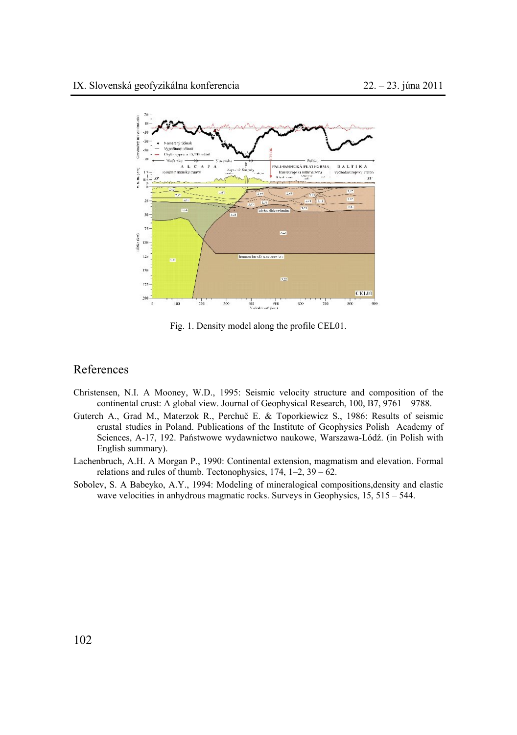Fig. 1. Density model along the profile CEL01.

## References

Christensen, N.I. A Mooney, W.D., 1995: Seismic velocity structure and composition of the continental crust: A global view. Journal of Geophysical Research, 100, B7, 9761 – 9788.

Guterch A., Grad M., Materzok R., Perchuč E. & Toporkiewicz S., 1986: Results of seismic crustal studies in Poland. Publications of the Institute of Geophysics Polish Academy of Sciences, A-17, 192. Państwowe wydawnictwo naukowe, Warszawa-Łódź. (in Polish with English summary).

Lachenbruch, A.H. A Morgan P., 1990: Continental extension, magmatism and elevation. Formal relations and rules of thumb. Tectonophysics, 174, 1–2, 39 – 62.

Sobolev, S. A Babeyko, A.Y., 1994: Modeling of mineralogical compositions,density and elastic wave velocities in anhydrous magmatic rocks. Surveys in Geophysics, 15, 515 – 544.